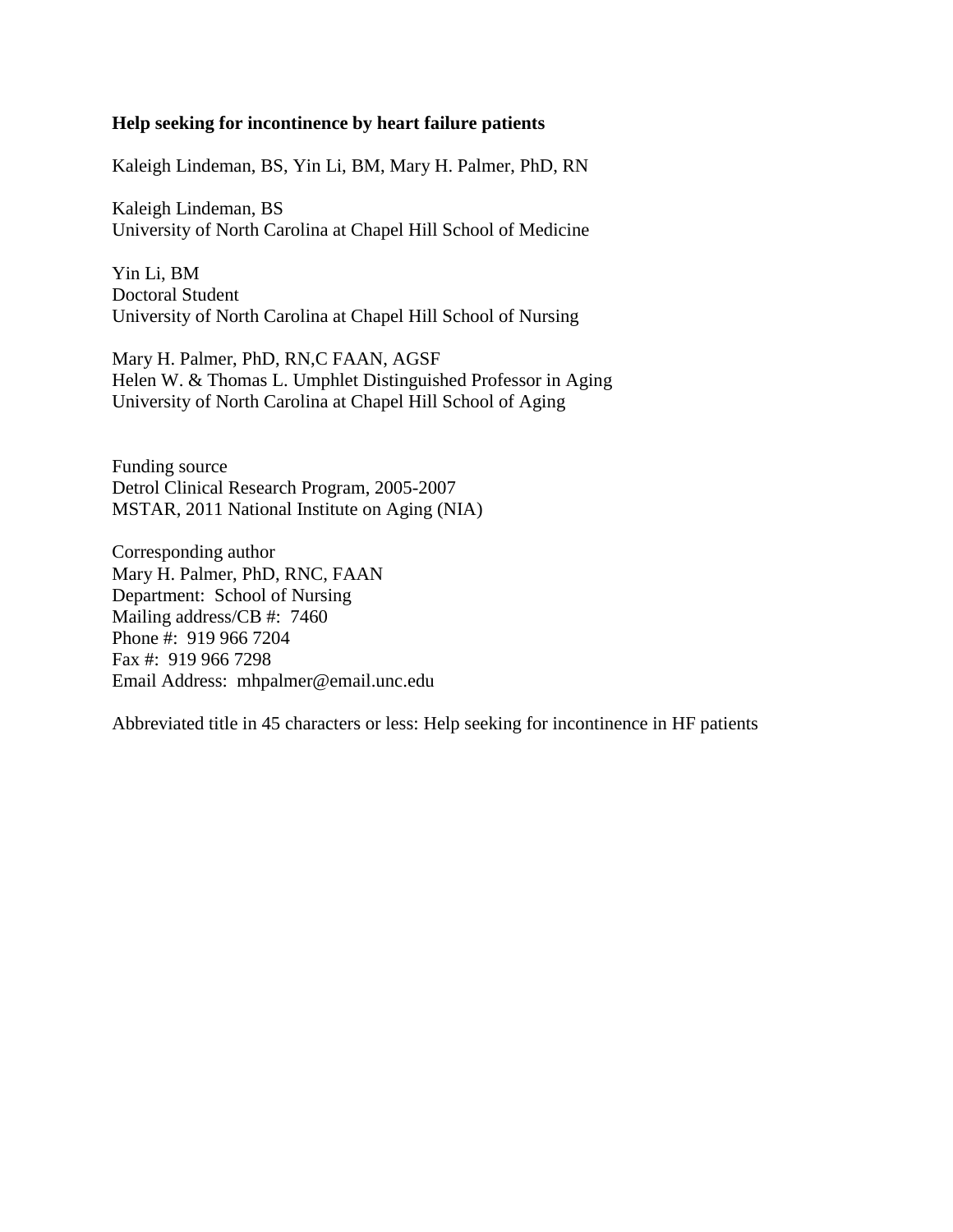**Help seeking for incontinence by heart failure patients**

Kaleigh Lindeman, BS, Yin Li, BM, Mary H. Palmer, PhD, RN

Kaleigh Lindeman, BS
University of North Carolina at Chapel Hill School of Medicine

Yin Li, BM
Doctoral Student
University of North Carolina at Chapel Hill School of Nursing

Mary H. Palmer, PhD, RN,C FAAN, AGSF
Helen W. & Thomas L. Umphlet Distinguished Professor in Aging
University of North Carolina at Chapel Hill School of Aging

Funding source
Detrol Clinical Research Program, 2005-2007
MSTAR, 2011 National Institute on Aging (NIA)

Corresponding author
Mary H. Palmer, PhD, RNC, FAAN
Department: School of Nursing
Mailing address/CB #: 7460
Phone #: 919 966 7204
Fax #: 919 966 7298
Email Address: mhpalmer@email.unc.edu

Abbreviated title in 45 characters or less: Help seeking for incontinence in HF patients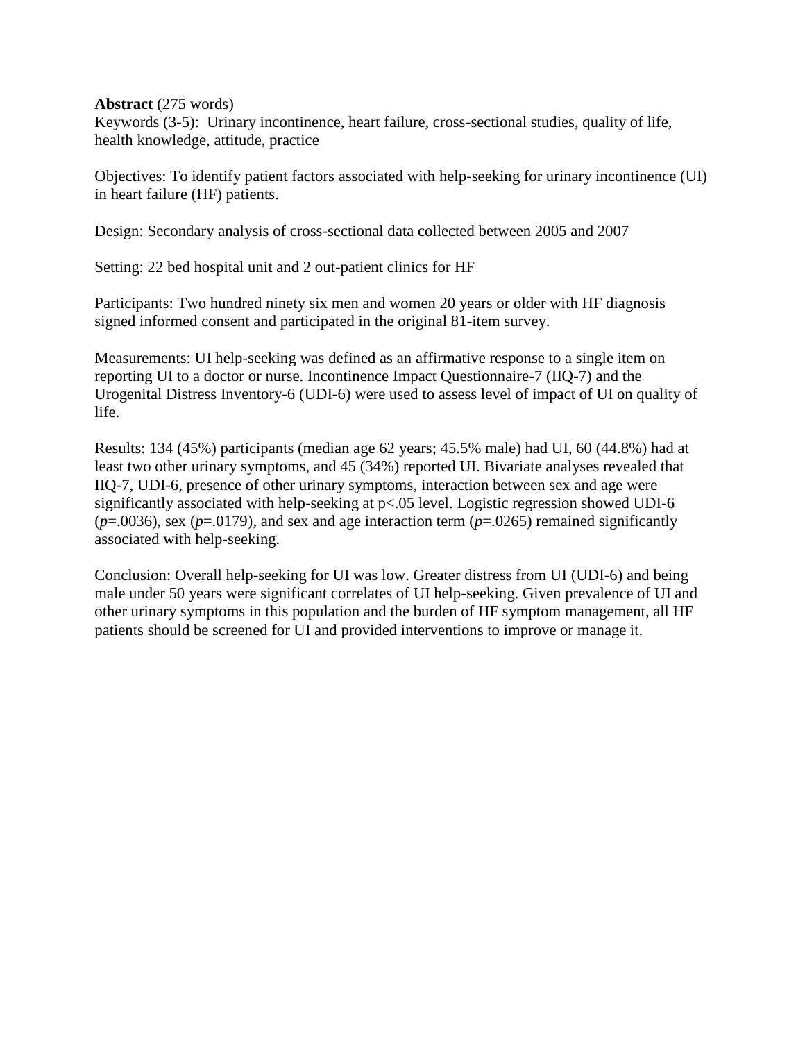**Abstract** (275 words)
Keywords (3-5): Urinary incontinence, heart failure, cross-sectional studies, quality of life, health knowledge, attitude, practice

Objectives: To identify patient factors associated with help-seeking for urinary incontinence (UI) in heart failure (HF) patients.

Design: Secondary analysis of cross-sectional data collected between 2005 and 2007

Setting: 22 bed hospital unit and 2 out-patient clinics for HF

Participants: Two hundred ninety six men and women 20 years or older with HF diagnosis signed informed consent and participated in the original 81-item survey.

Measurements: UI help-seeking was defined as an affirmative response to a single item on reporting UI to a doctor or nurse. Incontinence Impact Questionnaire-7 (IIQ-7) and the Urogenital Distress Inventory-6 (UDI-6) were used to assess level of impact of UI on quality of life.

Results: 134 (45%) participants (median age 62 years; 45.5% male) had UI, 60 (44.8%) had at least two other urinary symptoms, and 45 (34%) reported UI. Bivariate analyses revealed that IIQ-7, UDI-6, presence of other urinary symptoms, interaction between sex and age were significantly associated with help-seeking at $p<.05$ level. Logistic regression showed UDI-6 ($p=.0036$), sex ($p=.0179$), and sex and age interaction term ($p=.0265$) remained significantly associated with help-seeking.

Conclusion: Overall help-seeking for UI was low. Greater distress from UI (UDI-6) and being male under 50 years were significant correlates of UI help-seeking. Given prevalence of UI and other urinary symptoms in this population and the burden of HF symptom management, all HF patients should be screened for UI and provided interventions to improve or manage it.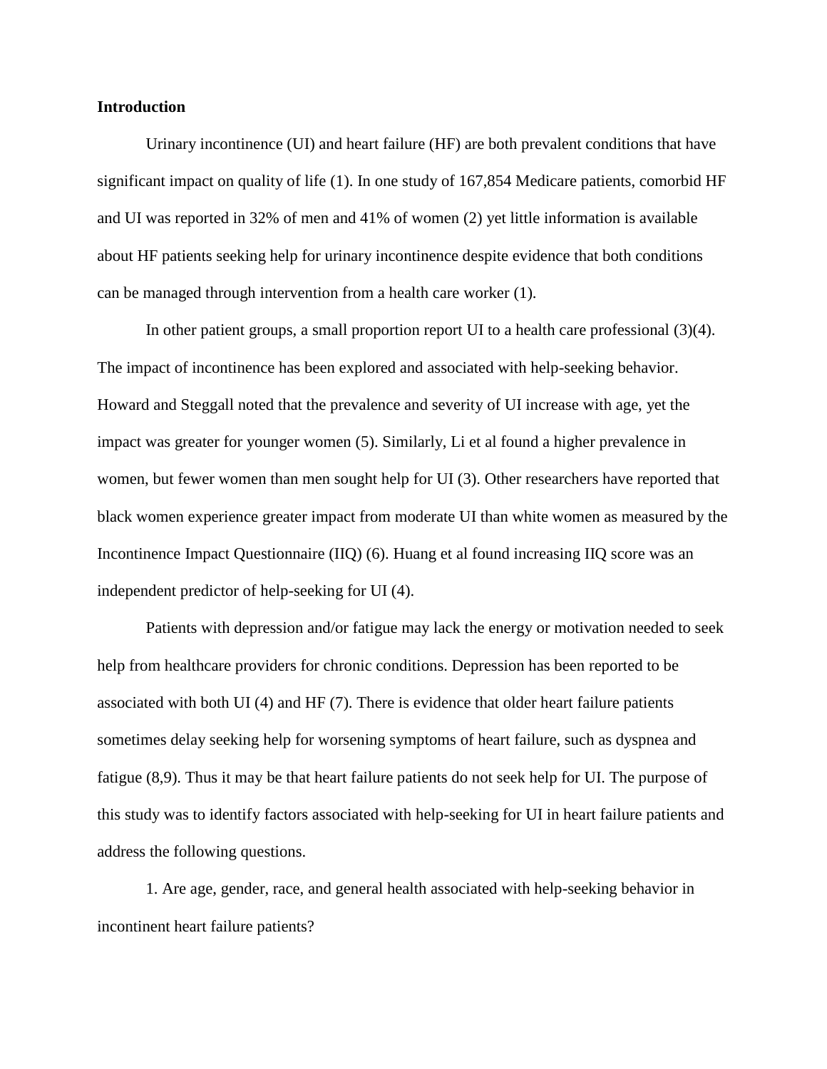**Introduction**

Urinary incontinence (UI) and heart failure (HF) are both prevalent conditions that have significant impact on quality of life (1). In one study of 167,854 Medicare patients, comorbid HF and UI was reported in 32% of men and 41% of women (2) yet little information is available about HF patients seeking help for urinary incontinence despite evidence that both conditions can be managed through intervention from a health care worker (1).

In other patient groups, a small proportion report UI to a health care professional (3)(4). The impact of incontinence has been explored and associated with help-seeking behavior. Howard and Steggall noted that the prevalence and severity of UI increase with age, yet the impact was greater for younger women (5). Similarly, Li et al found a higher prevalence in women, but fewer women than men sought help for UI (3). Other researchers have reported that black women experience greater impact from moderate UI than white women as measured by the Incontinence Impact Questionnaire (IIQ) (6). Huang et al found increasing IIQ score was an independent predictor of help-seeking for UI (4).

Patients with depression and/or fatigue may lack the energy or motivation needed to seek help from healthcare providers for chronic conditions. Depression has been reported to be associated with both UI (4) and HF (7). There is evidence that older heart failure patients sometimes delay seeking help for worsening symptoms of heart failure, such as dyspnea and fatigue (8,9). Thus it may be that heart failure patients do not seek help for UI. The purpose of this study was to identify factors associated with help-seeking for UI in heart failure patients and address the following questions.

1. Are age, gender, race, and general health associated with help-seeking behavior in incontinent heart failure patients?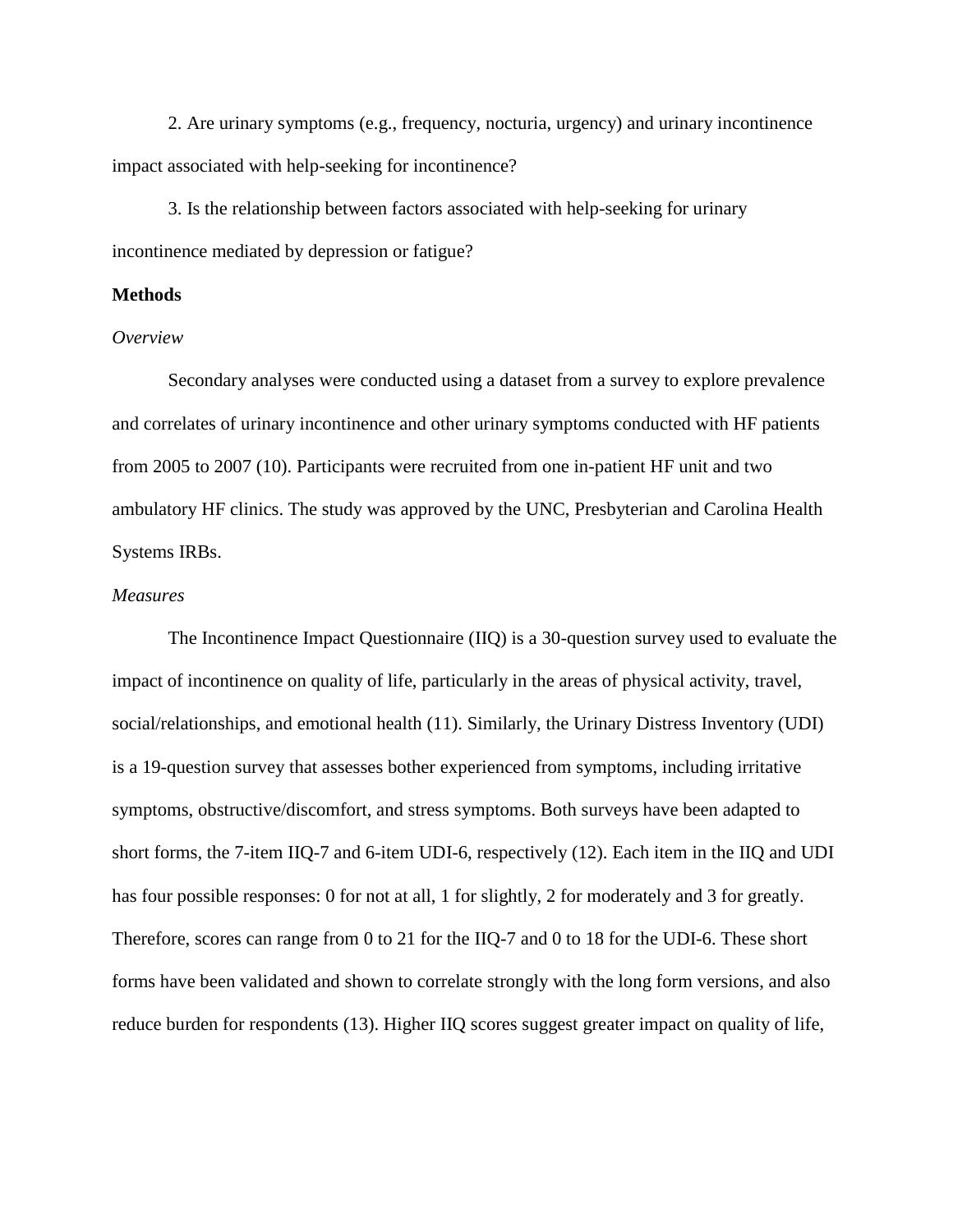2. Are urinary symptoms (e.g., frequency, nocturia, urgency) and urinary incontinence impact associated with help-seeking for incontinence?

3. Is the relationship between factors associated with help-seeking for urinary incontinence mediated by depression or fatigue?

## Methods

### *Overview*

Secondary analyses were conducted using a dataset from a survey to explore prevalence and correlates of urinary incontinence and other urinary symptoms conducted with HF patients from 2005 to 2007 (10). Participants were recruited from one in-patient HF unit and two ambulatory HF clinics. The study was approved by the UNC, Presbyterian and Carolina Health Systems IRBs.

### *Measures*

The Incontinence Impact Questionnaire (IIQ) is a 30-question survey used to evaluate the impact of incontinence on quality of life, particularly in the areas of physical activity, travel, social/relationships, and emotional health (11). Similarly, the Urinary Distress Inventory (UDI) is a 19-question survey that assesses bother experienced from symptoms, including irritative symptoms, obstructive/discomfort, and stress symptoms. Both surveys have been adapted to short forms, the 7-item IIQ-7 and 6-item UDI-6, respectively (12). Each item in the IIQ and UDI has four possible responses: 0 for not at all, 1 for slightly, 2 for moderately and 3 for greatly. Therefore, scores can range from 0 to 21 for the IIQ-7 and 0 to 18 for the UDI-6. These short forms have been validated and shown to correlate strongly with the long form versions, and also reduce burden for respondents (13). Higher IIQ scores suggest greater impact on quality of life,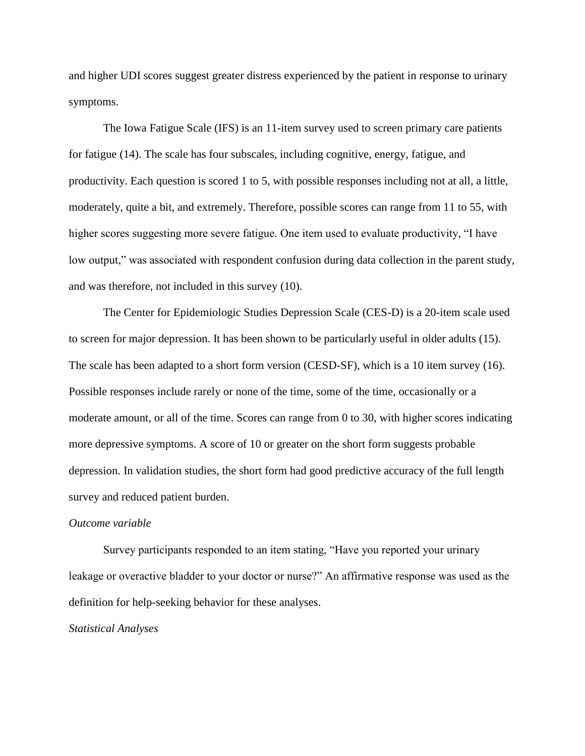and higher UDI scores suggest greater distress experienced by the patient in response to urinary symptoms.

The Iowa Fatigue Scale (IFS) is an 11-item survey used to screen primary care patients for fatigue (14). The scale has four subscales, including cognitive, energy, fatigue, and productivity. Each question is scored 1 to 5, with possible responses including not at all, a little, moderately, quite a bit, and extremely. Therefore, possible scores can range from 11 to 55, with higher scores suggesting more severe fatigue. One item used to evaluate productivity, "I have low output," was associated with respondent confusion during data collection in the parent study, and was therefore, not included in this survey (10).

The Center for Epidemiologic Studies Depression Scale (CES-D) is a 20-item scale used to screen for major depression. It has been shown to be particularly useful in older adults (15). The scale has been adapted to a short form version (CESD-SF), which is a 10 item survey (16). Possible responses include rarely or none of the time, some of the time, occasionally or a moderate amount, or all of the time. Scores can range from 0 to 30, with higher scores indicating more depressive symptoms. A score of 10 or greater on the short form suggests probable depression. In validation studies, the short form had good predictive accuracy of the full length survey and reduced patient burden.

*Outcome variable*

Survey participants responded to an item stating, "Have you reported your urinary leakage or overactive bladder to your doctor or nurse?" An affirmative response was used as the definition for help-seeking behavior for these analyses.

*Statistical Analyses*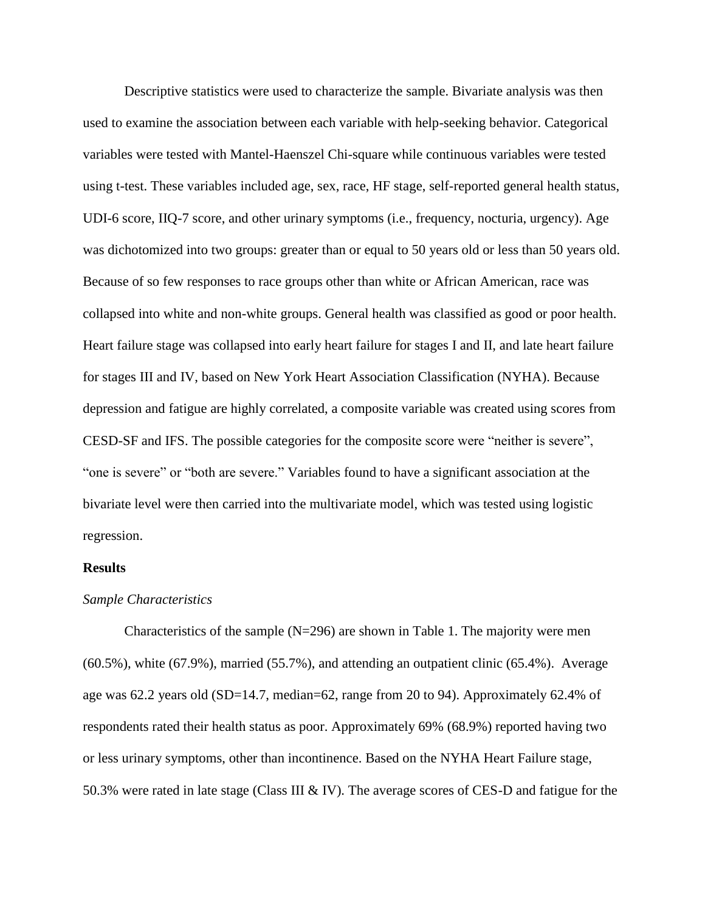Descriptive statistics were used to characterize the sample. Bivariate analysis was then used to examine the association between each variable with help-seeking behavior. Categorical variables were tested with Mantel-Haenszel Chi-square while continuous variables were tested using t-test. These variables included age, sex, race, HF stage, self-reported general health status, UDI-6 score, IIQ-7 score, and other urinary symptoms (i.e., frequency, nocturia, urgency). Age was dichotomized into two groups: greater than or equal to 50 years old or less than 50 years old. Because of so few responses to race groups other than white or African American, race was collapsed into white and non-white groups. General health was classified as good or poor health. Heart failure stage was collapsed into early heart failure for stages I and II, and late heart failure for stages III and IV, based on New York Heart Association Classification (NYHA). Because depression and fatigue are highly correlated, a composite variable was created using scores from CESD-SF and IFS. The possible categories for the composite score were "neither is severe", "one is severe" or "both are severe." Variables found to have a significant association at the bivariate level were then carried into the multivariate model, which was tested using logistic regression.

**Results**

*Sample Characteristics*

Characteristics of the sample (N=296) are shown in Table 1. The majority were men (60.5%), white (67.9%), married (55.7%), and attending an outpatient clinic (65.4%). Average age was 62.2 years old (SD=14.7, median=62, range from 20 to 94). Approximately 62.4% of respondents rated their health status as poor. Approximately 69% (68.9%) reported having two or less urinary symptoms, other than incontinence. Based on the NYHA Heart Failure stage, 50.3% were rated in late stage (Class III & IV). The average scores of CES-D and fatigue for the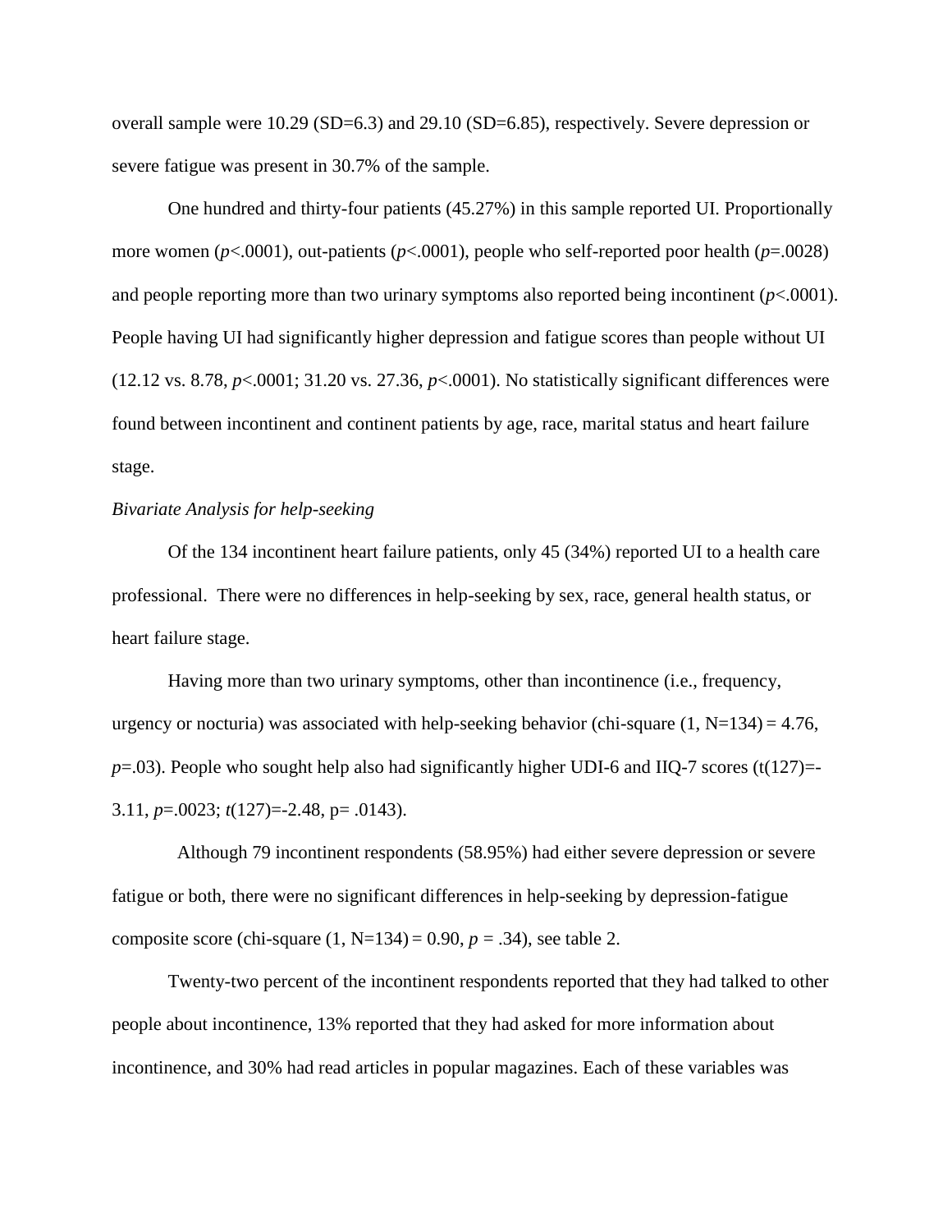overall sample were 10.29 (SD=6.3) and 29.10 (SD=6.85), respectively. Severe depression or severe fatigue was present in 30.7% of the sample.

One hundred and thirty-four patients (45.27%) in this sample reported UI. Proportionally more women ($p$<.0001), out-patients ($p$<.0001), people who self-reported poor health ($p$=.0028) and people reporting more than two urinary symptoms also reported being incontinent ($p$<.0001). People having UI had significantly higher depression and fatigue scores than people without UI (12.12 vs. 8.78, $p$<.0001; 31.20 vs. 27.36, $p$<.0001). No statistically significant differences were found between incontinent and continent patients by age, race, marital status and heart failure stage.

*Bivariate Analysis for help-seeking*

Of the 134 incontinent heart failure patients, only 45 (34%) reported UI to a health care professional. There were no differences in help-seeking by sex, race, general health status, or heart failure stage.

Having more than two urinary symptoms, other than incontinence (i.e., frequency, urgency or nocturia) was associated with help-seeking behavior (chi-square (1, N=134) = 4.76, $p$=.03). People who sought help also had significantly higher UDI-6 and IIQ-7 scores (t(127)=-3.11, $p$=.0023; $t$(127)=-2.48, p= .0143).

Although 79 incontinent respondents (58.95%) had either severe depression or severe fatigue or both, there were no significant differences in help-seeking by depression-fatigue composite score (chi-square (1, N=134) = 0.90, $p$ = .34), see table 2.

Twenty-two percent of the incontinent respondents reported that they had talked to other people about incontinence, 13% reported that they had asked for more information about incontinence, and 30% had read articles in popular magazines. Each of these variables was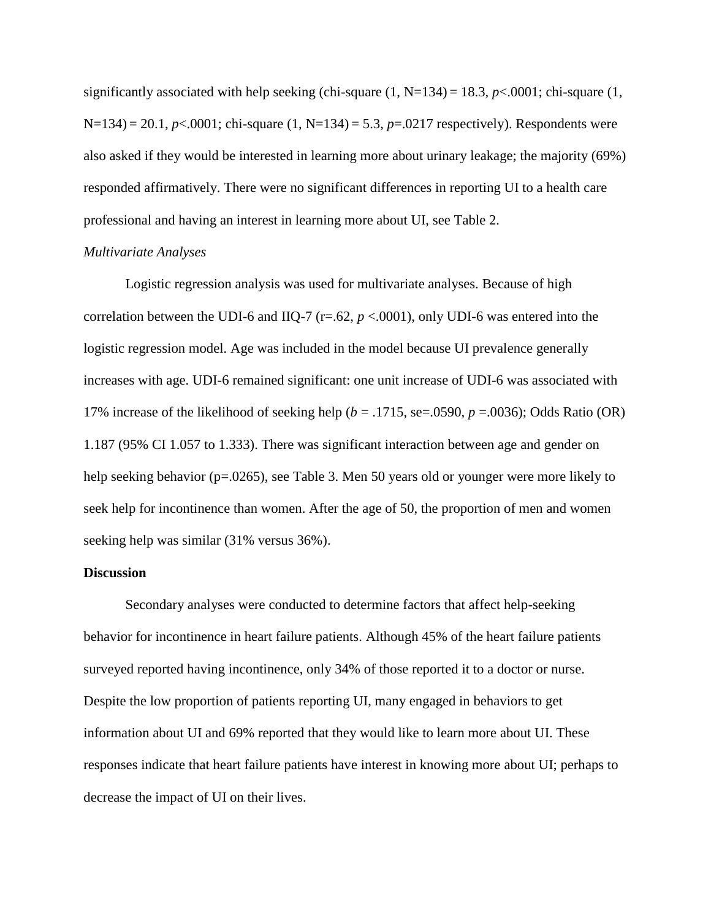significantly associated with help seeking (chi-square (1, N=134) = 18.3, $p$<.0001; chi-square (1, N=134) = 20.1, $p$<.0001; chi-square (1, N=134) = 5.3, $p$=.0217 respectively). Respondents were also asked if they would be interested in learning more about urinary leakage; the majority (69%) responded affirmatively. There were no significant differences in reporting UI to a health care professional and having an interest in learning more about UI, see Table 2.

*Multivariate Analyses*

Logistic regression analysis was used for multivariate analyses. Because of high correlation between the UDI-6 and IIQ-7 (r=.62, $p$ <.0001), only UDI-6 was entered into the logistic regression model. Age was included in the model because UI prevalence generally increases with age. UDI-6 remained significant: one unit increase of UDI-6 was associated with 17% increase of the likelihood of seeking help ($b$ = .1715, se=.0590, $p$ =.0036); Odds Ratio (OR) 1.187 (95% CI 1.057 to 1.333). There was significant interaction between age and gender on help seeking behavior (p=.0265), see Table 3. Men 50 years old or younger were more likely to seek help for incontinence than women. After the age of 50, the proportion of men and women seeking help was similar (31% versus 36%).

**Discussion**

Secondary analyses were conducted to determine factors that affect help-seeking behavior for incontinence in heart failure patients. Although 45% of the heart failure patients surveyed reported having incontinence, only 34% of those reported it to a doctor or nurse. Despite the low proportion of patients reporting UI, many engaged in behaviors to get information about UI and 69% reported that they would like to learn more about UI. These responses indicate that heart failure patients have interest in knowing more about UI; perhaps to decrease the impact of UI on their lives.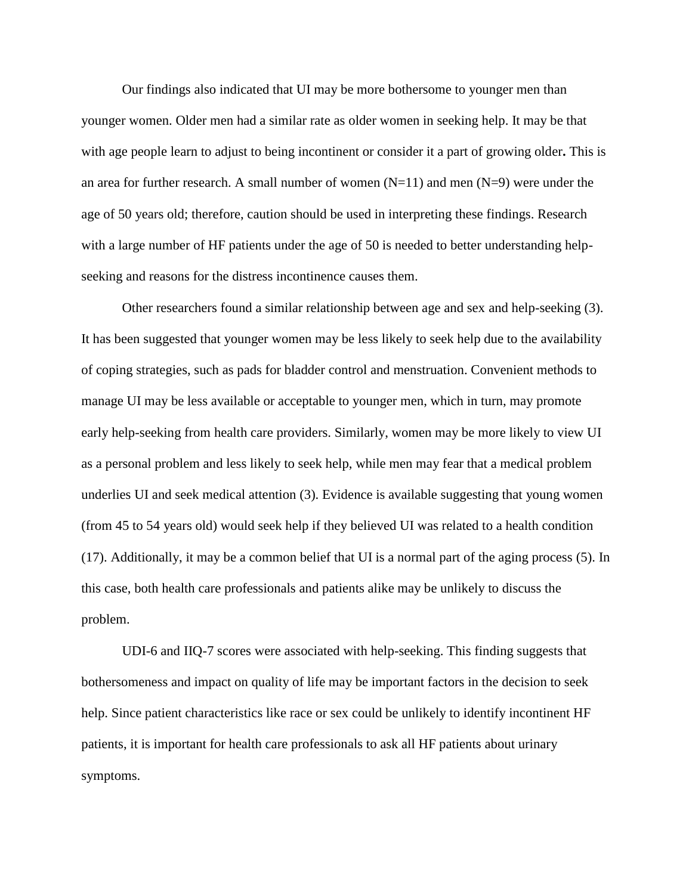Our findings also indicated that UI may be more bothersome to younger men than younger women. Older men had a similar rate as older women in seeking help. It may be that with age people learn to adjust to being incontinent or consider it a part of growing older**.** This is an area for further research. A small number of women (N=11) and men (N=9) were under the age of 50 years old; therefore, caution should be used in interpreting these findings. Research with a large number of HF patients under the age of 50 is needed to better understanding help-seeking and reasons for the distress incontinence causes them.

Other researchers found a similar relationship between age and sex and help-seeking (3). It has been suggested that younger women may be less likely to seek help due to the availability of coping strategies, such as pads for bladder control and menstruation. Convenient methods to manage UI may be less available or acceptable to younger men, which in turn, may promote early help-seeking from health care providers. Similarly, women may be more likely to view UI as a personal problem and less likely to seek help, while men may fear that a medical problem underlies UI and seek medical attention (3). Evidence is available suggesting that young women (from 45 to 54 years old) would seek help if they believed UI was related to a health condition (17). Additionally, it may be a common belief that UI is a normal part of the aging process (5). In this case, both health care professionals and patients alike may be unlikely to discuss the problem.

UDI-6 and IIQ-7 scores were associated with help-seeking. This finding suggests that bothersomeness and impact on quality of life may be important factors in the decision to seek help. Since patient characteristics like race or sex could be unlikely to identify incontinent HF patients, it is important for health care professionals to ask all HF patients about urinary symptoms.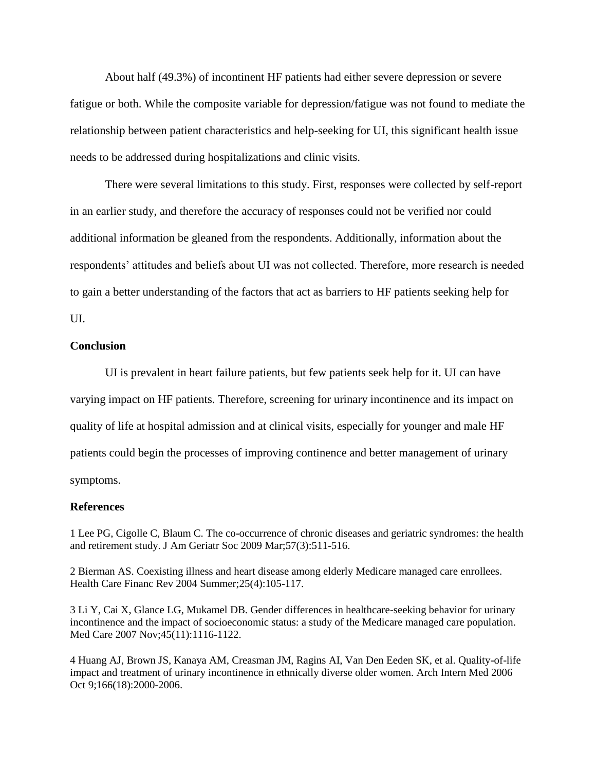About half (49.3%) of incontinent HF patients had either severe depression or severe fatigue or both. While the composite variable for depression/fatigue was not found to mediate the relationship between patient characteristics and help-seeking for UI, this significant health issue needs to be addressed during hospitalizations and clinic visits.

There were several limitations to this study. First, responses were collected by self-report in an earlier study, and therefore the accuracy of responses could not be verified nor could additional information be gleaned from the respondents. Additionally, information about the respondents' attitudes and beliefs about UI was not collected. Therefore, more research is needed to gain a better understanding of the factors that act as barriers to HF patients seeking help for UI.

## Conclusion

UI is prevalent in heart failure patients, but few patients seek help for it. UI can have varying impact on HF patients. Therefore, screening for urinary incontinence and its impact on quality of life at hospital admission and at clinical visits, especially for younger and male HF patients could begin the processes of improving continence and better management of urinary symptoms.

## References

1 Lee PG, Cigolle C, Blaum C. The co-occurrence of chronic diseases and geriatric syndromes: the health and retirement study. J Am Geriatr Soc 2009 Mar;57(3):511-516.

2 Bierman AS. Coexisting illness and heart disease among elderly Medicare managed care enrollees. Health Care Financ Rev 2004 Summer;25(4):105-117.

3 Li Y, Cai X, Glance LG, Mukamel DB. Gender differences in healthcare-seeking behavior for urinary incontinence and the impact of socioeconomic status: a study of the Medicare managed care population. Med Care 2007 Nov;45(11):1116-1122.

4 Huang AJ, Brown JS, Kanaya AM, Creasman JM, Ragins AI, Van Den Eeden SK, et al. Quality-of-life impact and treatment of urinary incontinence in ethnically diverse older women. Arch Intern Med 2006 Oct 9;166(18):2000-2006.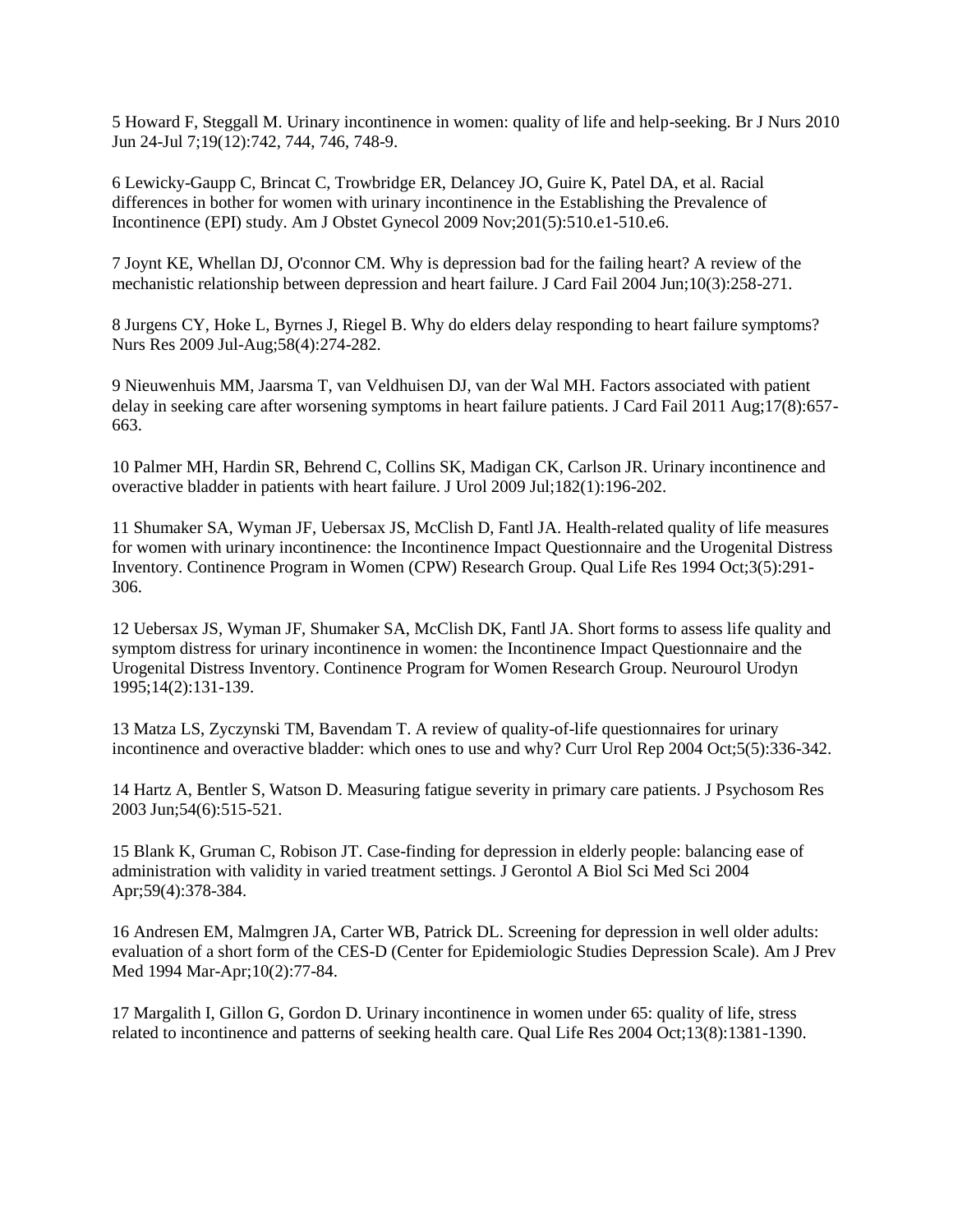5 Howard F, Steggall M. Urinary incontinence in women: quality of life and help-seeking. Br J Nurs 2010 Jun 24-Jul 7;19(12):742, 744, 746, 748-9.

6 Lewicky-Gaupp C, Brincat C, Trowbridge ER, Delancey JO, Guire K, Patel DA, et al. Racial differences in bother for women with urinary incontinence in the Establishing the Prevalence of Incontinence (EPI) study. Am J Obstet Gynecol 2009 Nov;201(5):510.e1-510.e6.

7 Joynt KE, Whellan DJ, O'connor CM. Why is depression bad for the failing heart? A review of the mechanistic relationship between depression and heart failure. J Card Fail 2004 Jun;10(3):258-271.

8 Jurgens CY, Hoke L, Byrnes J, Riegel B. Why do elders delay responding to heart failure symptoms? Nurs Res 2009 Jul-Aug;58(4):274-282.

9 Nieuwenhuis MM, Jaarsma T, van Veldhuisen DJ, van der Wal MH. Factors associated with patient delay in seeking care after worsening symptoms in heart failure patients. J Card Fail 2011 Aug;17(8):657-663.

10 Palmer MH, Hardin SR, Behrend C, Collins SK, Madigan CK, Carlson JR. Urinary incontinence and overactive bladder in patients with heart failure. J Urol 2009 Jul;182(1):196-202.

11 Shumaker SA, Wyman JF, Uebersax JS, McClish D, Fantl JA. Health-related quality of life measures for women with urinary incontinence: the Incontinence Impact Questionnaire and the Urogenital Distress Inventory. Continence Program in Women (CPW) Research Group. Qual Life Res 1994 Oct;3(5):291-306.

12 Uebersax JS, Wyman JF, Shumaker SA, McClish DK, Fantl JA. Short forms to assess life quality and symptom distress for urinary incontinence in women: the Incontinence Impact Questionnaire and the Urogenital Distress Inventory. Continence Program for Women Research Group. Neurourol Urodyn 1995;14(2):131-139.

13 Matza LS, Zyczynski TM, Bavendam T. A review of quality-of-life questionnaires for urinary incontinence and overactive bladder: which ones to use and why? Curr Urol Rep 2004 Oct;5(5):336-342.

14 Hartz A, Bentler S, Watson D. Measuring fatigue severity in primary care patients. J Psychosom Res 2003 Jun;54(6):515-521.

15 Blank K, Gruman C, Robison JT. Case-finding for depression in elderly people: balancing ease of administration with validity in varied treatment settings. J Gerontol A Biol Sci Med Sci 2004 Apr;59(4):378-384.

16 Andresen EM, Malmgren JA, Carter WB, Patrick DL. Screening for depression in well older adults: evaluation of a short form of the CES-D (Center for Epidemiologic Studies Depression Scale). Am J Prev Med 1994 Mar-Apr;10(2):77-84.

17 Margalith I, Gillon G, Gordon D. Urinary incontinence in women under 65: quality of life, stress related to incontinence and patterns of seeking health care. Qual Life Res 2004 Oct;13(8):1381-1390.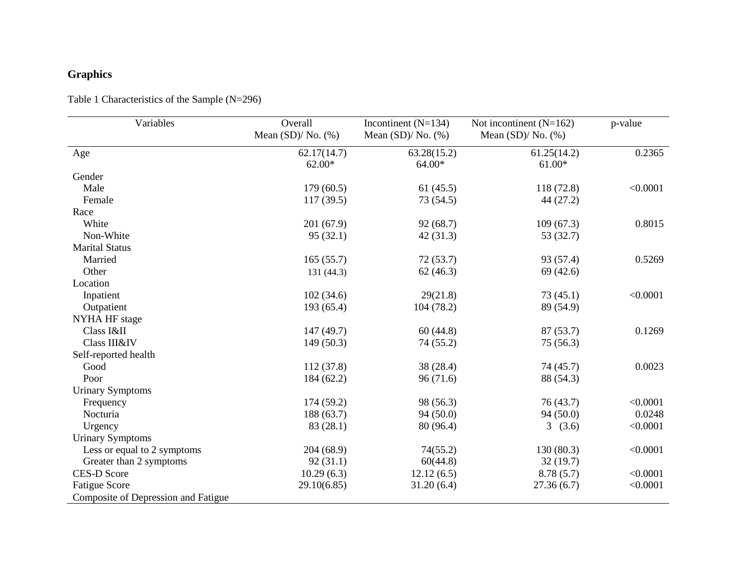## Graphics

Table 1 Characteristics of the Sample (N=296)

| Variables | Overall Mean (SD)/ No. (%) | Incontinent (N=134) Mean (SD)/ No. (%) | Not incontinent (N=162) Mean (SD)/ No. (%) | p-value |
|---|---|---|---|---|
| Age | 62.17(14.7) 62.00* | 63.28(15.2) 64.00* | 61.25(14.2) 61.00* | 0.2365 |
| Gender | | | | |
| Male | 179 (60.5) | 61 (45.5) | 118 (72.8) | <0.0001 |
| Female | 117 (39.5) | 73 (54.5) | 44 (27.2) | |
| Race | | | | |
| White | 201 (67.9) | 92 (68.7) | 109 (67.3) | 0.8015 |
| Non-White | 95 (32.1) | 42 (31.3) | 53 (32.7) | |
| Marital Status | | | | |
| Married | 165 (55.7) | 72 (53.7) | 93 (57.4) | 0.5269 |
| Other | 131 (44.3) | 62 (46.3) | 69 (42.6) | |
| Location | | | | |
| Inpatient | 102 (34.6) | 29(21.8) | 73 (45.1) | <0.0001 |
| Outpatient | 193 (65.4) | 104 (78.2) | 89 (54.9) | |
| NYHA HF stage | | | | |
| Class I&II | 147 (49.7) | 60 (44.8) | 87 (53.7) | 0.1269 |
| Class III&IV | 149 (50.3) | 74 (55.2) | 75 (56.3) | |
| Self-reported health | | | | |
| Good | 112 (37.8) | 38 (28.4) | 74 (45.7) | 0.0023 |
| Poor | 184 (62.2) | 96 (71.6) | 88 (54.3) | |
| Urinary Symptoms | | | | |
| Frequency | 174 (59.2) | 98 (56.3) | 76 (43.7) | <0.0001 |
| Nocturia | 188 (63.7) | 94 (50.0) | 94 (50.0) | 0.0248 |
| Urgency | 83 (28.1) | 80 (96.4) | 3 (3.6) | <0.0001 |
| Urinary Symptoms | | | | |
| Less or equal to 2 symptoms | 204 (68.9) | 74(55.2) | 130 (80.3) | <0.0001 |
| Greater than 2 symptoms | 92 (31.1) | 60(44.8) | 32 (19.7) | |
| CES-D Score | 10.29 (6.3) | 12.12 (6.5) | 8.78 (5.7) | <0.0001 |
| Fatigue Score | 29.10(6.85) | 31.20 (6.4) | 27.36 (6.7) | <0.0001 |
| Composite of Depression and Fatigue | | | | |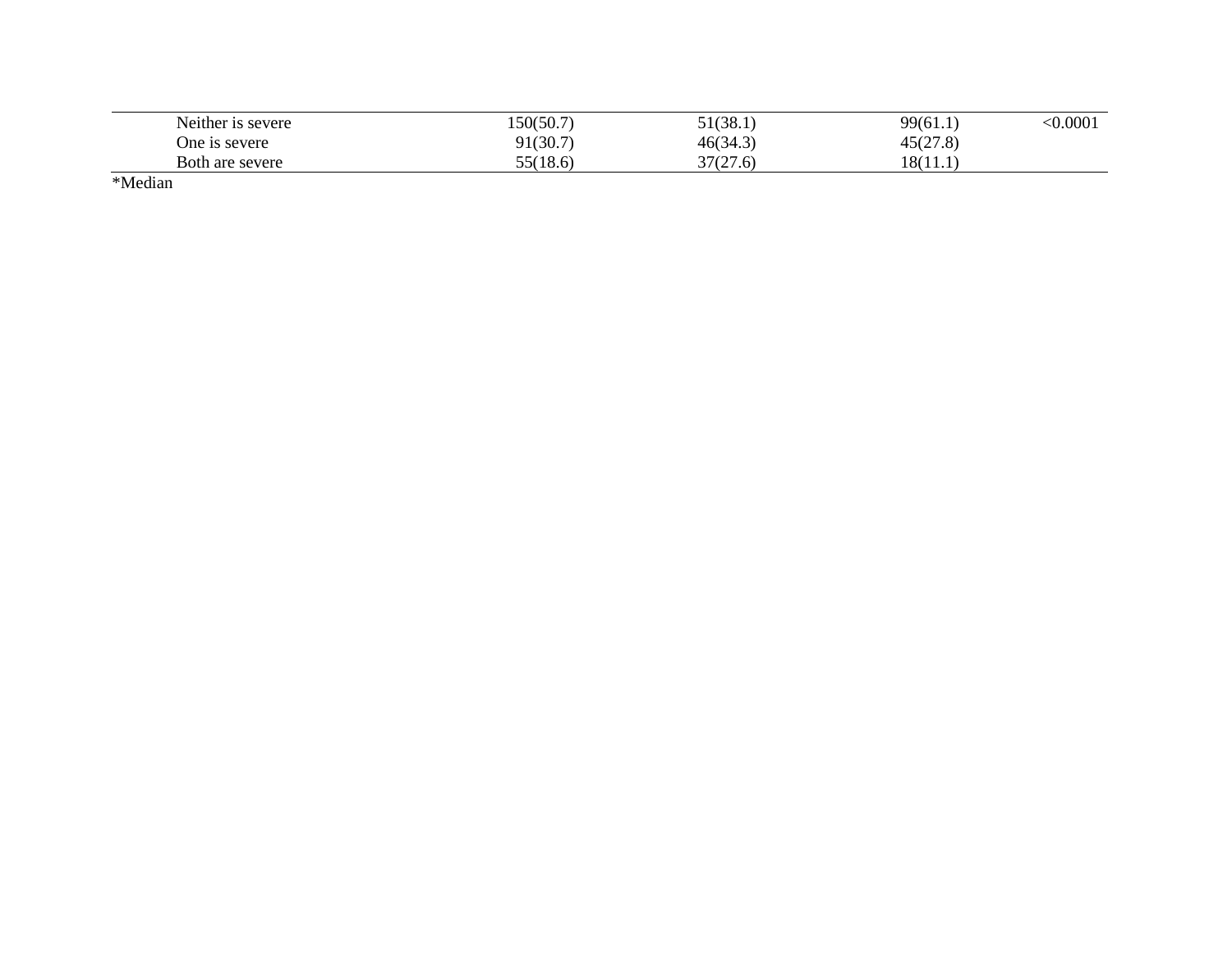| | | | | |
|---|---|---|---|---|
| Neither is severe | 150(50.7) | 51(38.1) | 99(61.1) | <0.0001 |
| One is severe | 91(30.7) | 46(34.3) | 45(27.8) | |
| Both are severe | 55(18.6) | 37(27.6) | 18(11.1) | |

*Median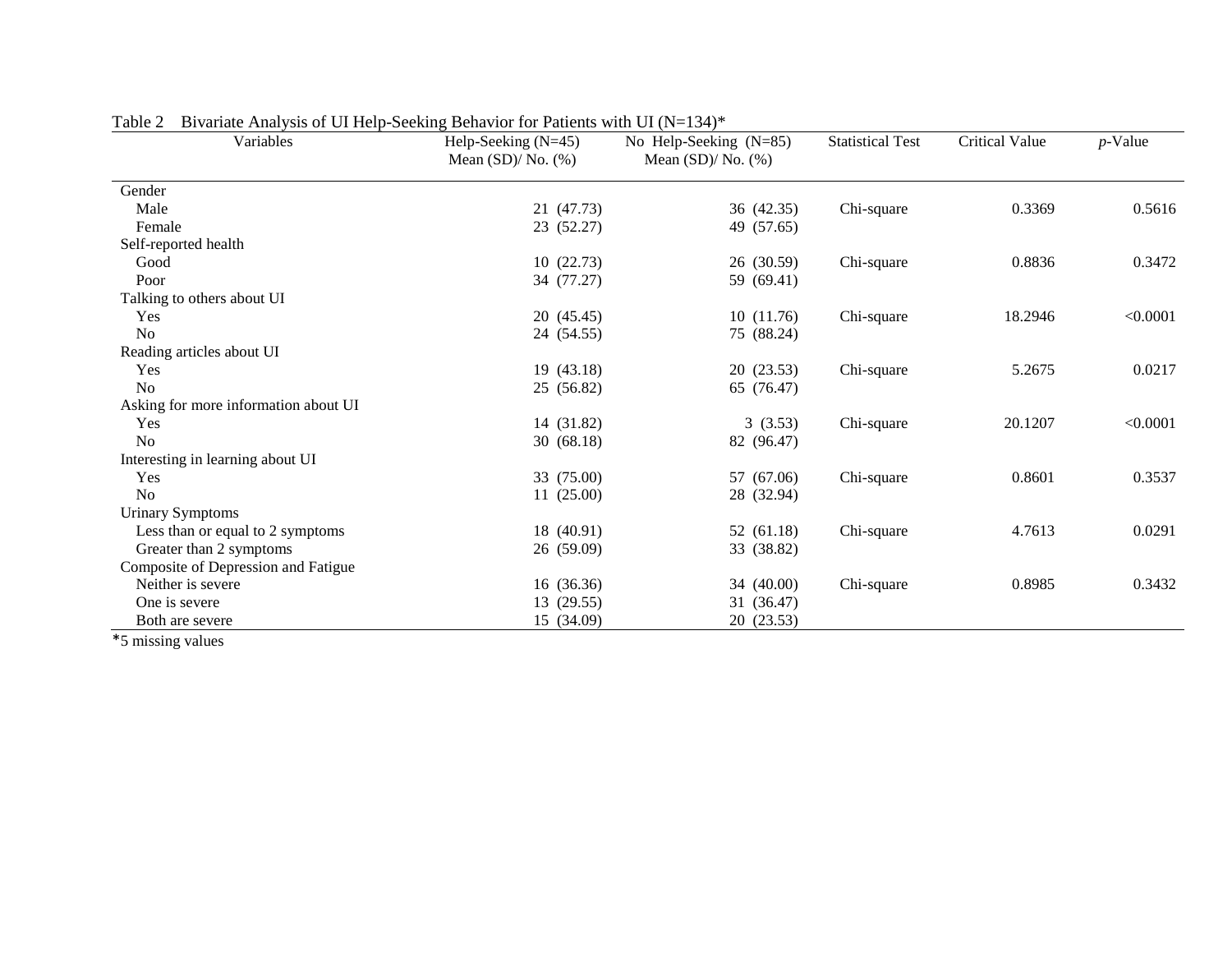Table 2 Bivariate Analysis of UI Help-Seeking Behavior for Patients with UI (N=134)*

| Variables | Help-Seeking (N=45) Mean (SD)/ No. (%) | No Help-Seeking (N=85) Mean (SD)/ No. (%) | Statistical Test | Critical Value | *p*-Value |
|---|---|---|---|---|---|
| Gender | | | | | |
| Male | 21 (47.73) | 36 (42.35) | Chi-square | 0.3369 | 0.5616 |
| Female | 23 (52.27) | 49 (57.65) | | | |
| Self-reported health | | | | | |
| Good | 10 (22.73) | 26 (30.59) | Chi-square | 0.8836 | 0.3472 |
| Poor | 34 (77.27) | 59 (69.41) | | | |
| Talking to others about UI | | | | | |
| Yes | 20 (45.45) | 10 (11.76) | Chi-square | 18.2946 | <0.0001 |
| No | 24 (54.55) | 75 (88.24) | | | |
| Reading articles about UI | | | | | |
| Yes | 19 (43.18) | 20 (23.53) | Chi-square | 5.2675 | 0.0217 |
| No | 25 (56.82) | 65 (76.47) | | | |
| Asking for more information about UI | | | | | |
| Yes | 14 (31.82) | 3 (3.53) | Chi-square | 20.1207 | <0.0001 |
| No | 30 (68.18) | 82 (96.47) | | | |
| Interesting in learning about UI | | | | | |
| Yes | 33 (75.00) | 57 (67.06) | Chi-square | 0.8601 | 0.3537 |
| No | 11 (25.00) | 28 (32.94) | | | |
| Urinary Symptoms | | | | | |
| Less than or equal to 2 symptoms | 18 (40.91) | 52 (61.18) | Chi-square | 4.7613 | 0.0291 |
| Greater than 2 symptoms | 26 (59.09) | 33 (38.82) | | | |
| Composite of Depression and Fatigue | | | | | |
| Neither is severe | 16 (36.36) | 34 (40.00) | Chi-square | 0.8985 | 0.3432 |
| One is severe | 13 (29.55) | 31 (36.47) | | | |
| Both are severe | 15 (34.09) | 20 (23.53) | | | |

*5 missing values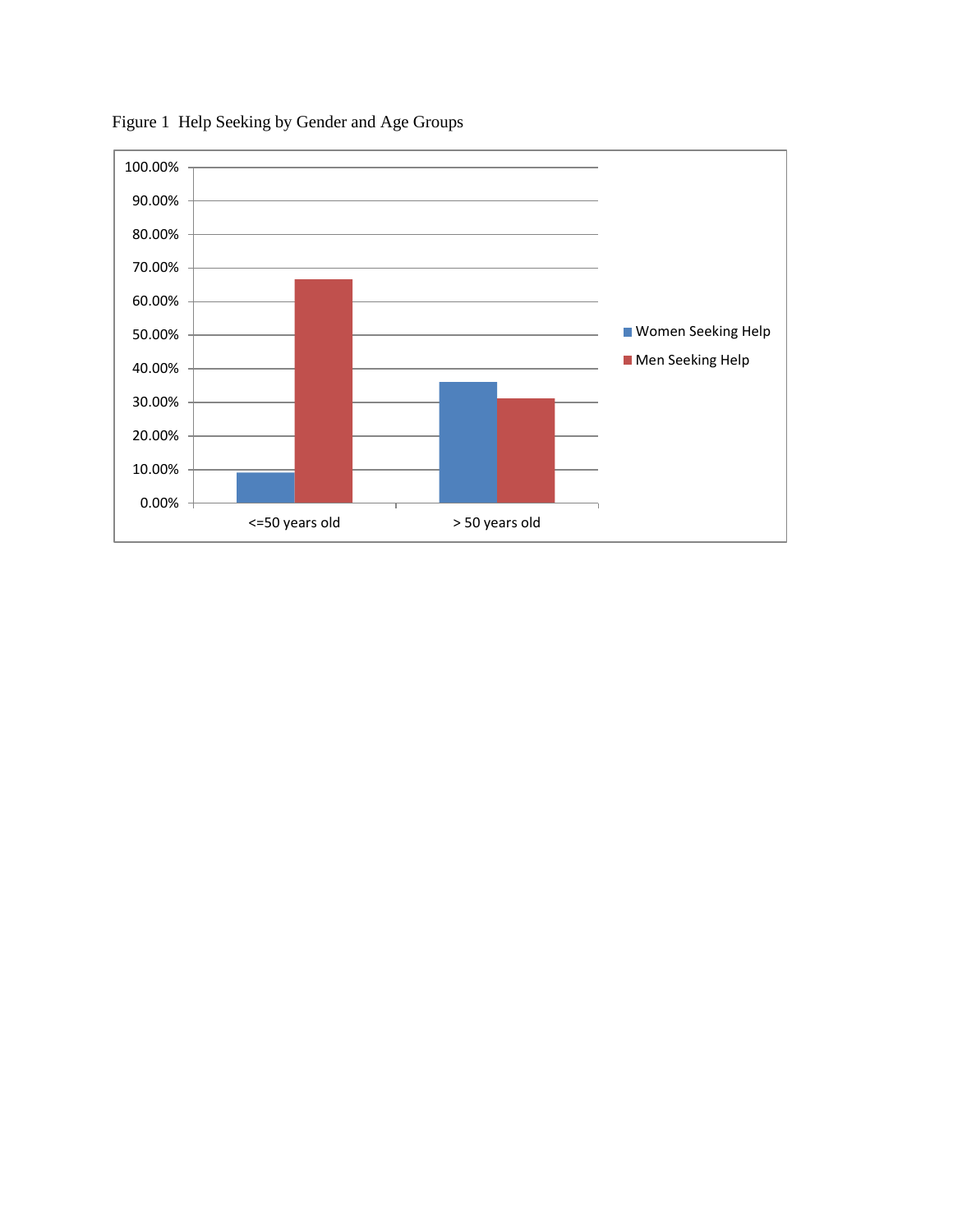Figure 1 Help Seeking by Gender and Age Groups

100.00%
90.00%
80.00%
70.00%
60.00%
50.00%
40.00%
30.00%
20.00%
10.00%
0.00%

<=50 years old
> 50 years old

Women Seeking Help
Men Seeking Help